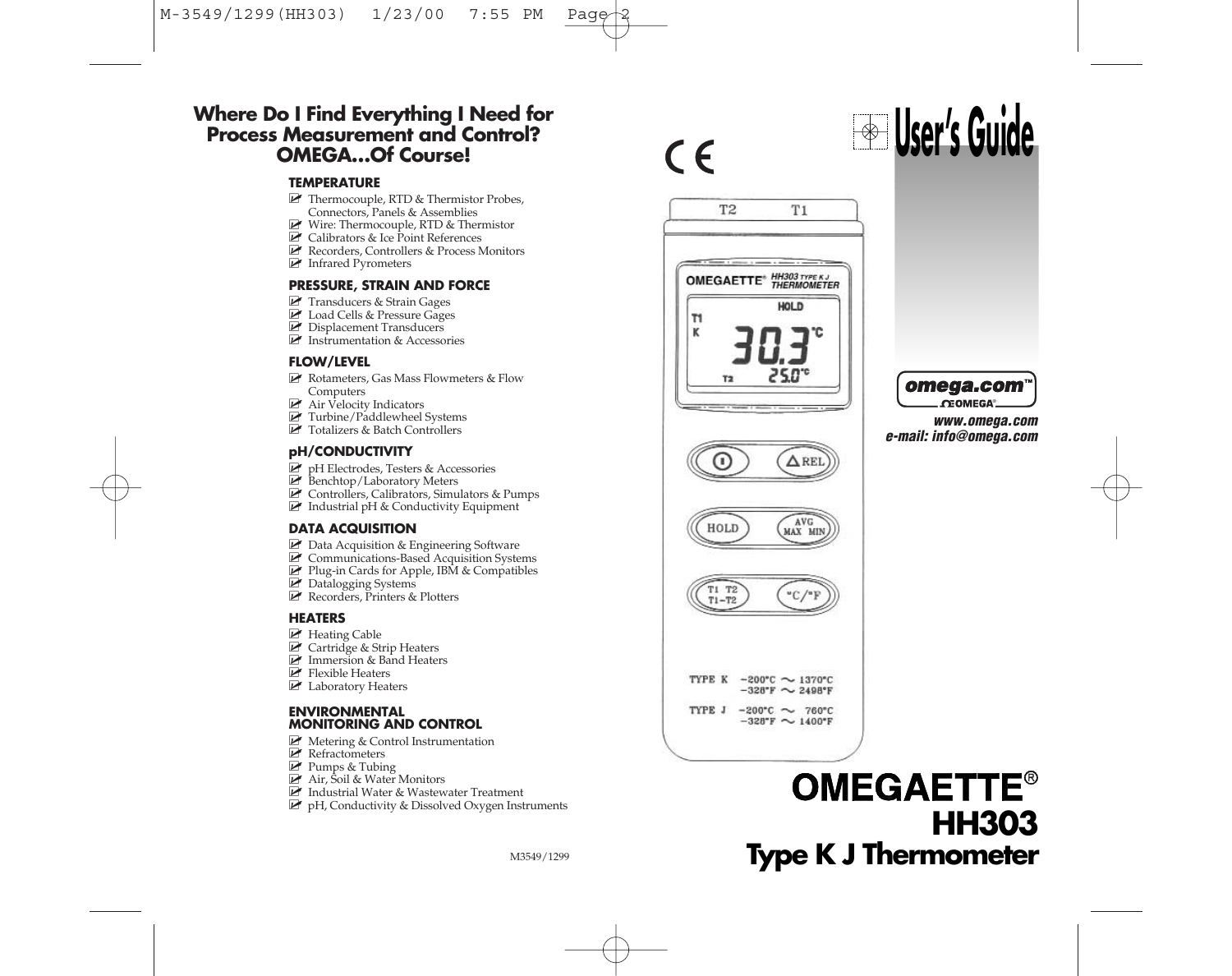# Where Do I Find Everything I Need for Process Measurement and Control? OMEGA...Of Course!

### TEMPERATURE

- Thermocouple, RTD & Thermistor Probes, Connectors, Panels & Assemblies
- Wire: Thermocouple, RTD & Thermistor
- Calibrators & Ice Point References
- Recorders, Controllers & Process Monitors
- Infrared Pyrometers

### PRESSURE, STRAIN AND FORCE

- Transducers & Strain Gages
- Load Cells & Pressure Gages
- Displacement Transducers
- Instrumentation & Accessories

### FLOW/LEVEL

- Rotameters, Gas Mass Flowmeters & Flow Computers
- Air Velocity Indicators
- Turbine/Paddlewheel Systems
- Totalizers & Batch Controllers

### pH/CONDUCTIVITY

- pH Electrodes, Testers & Accessories
- Benchtop/Laboratory Meters
- Controllers, Calibrators, Simulators & Pumps
- Industrial pH & Conductivity Equipment

### DATA ACQUISITION

- Data Acquisition & Engineering Software
- Communications-Based Acquisition Systems
- Plug-in Cards for Apple, IBM & Compatibles
- Datalogging Systems
- Recorders, Printers & Plotters

### HEATERS

- Heating Cable
- Cartridge & Strip Heaters
- Immersion & Band Heaters
- Flexible Heaters
- Laboratory Heaters

### ENVIRONMENTAL MONITORING AND CONTROL

- Metering & Control Instrumentation
- Refractometers
- Pumps & Tubing
- Air, Soil & Water Monitors
- Industrial Water & Wastewater Treatment
- pH, Conductivity & Dissolved Oxygen Instruments

M3549/1299

# User's Guide

CE

T2 T1

OMEGAETTE® HH303 TYPE K J THERMOMETER

HOLD

T1 K 30.3°C

T2 25.0°C

REL, HOLD, AVG MAX MIN, T1 T2 T1-T2, °C/°F

TYPE K −200°C ~ 1370°C / −328°F ~ 2498°F

TYPE J −200°C ~ 760°C / −328°F ~ 1400°F

omega.com™
OMEGA®

***www.omega.com***
***e-mail: info@omega.com***

# OMEGAETTE®
# HH303
# Type K J Thermometer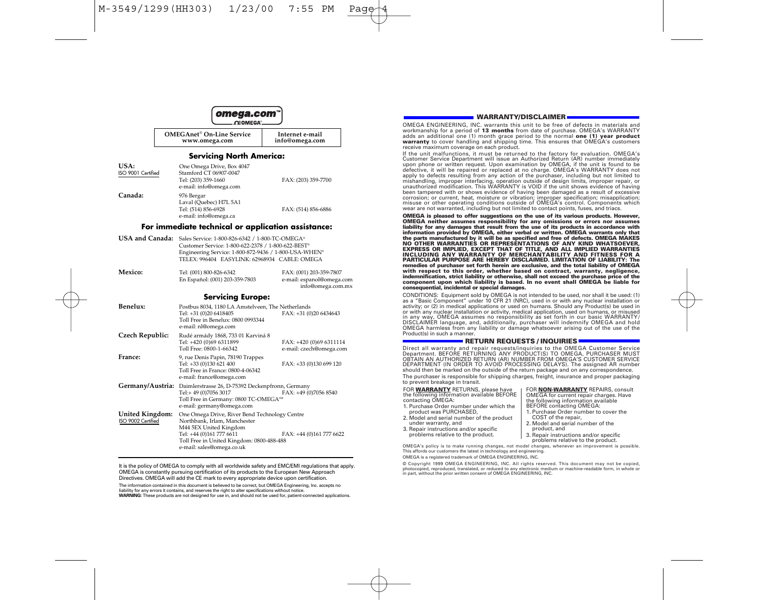**omega.com™**

OMEGA®

| OMEGAnet® On-Line Service www.omega.com | Internet e-mail info@omega.com |
|---|---|

## Servicing North America:

**USA:** ISO 9001 Certified
One Omega Drive, Box 4047
Stamford CT 06907-0047
Tel: (203) 359-1660 FAX: (203) 359-7700
e-mail: info@omega.com

**Canada:**
976 Bergar
Laval (Quebec) H7L 5A1
Tel: (514) 856-6928 FAX: (514) 856-6886
e-mail: info@omega.ca

## For immediate technical or application assistance:

**USA and Canada:**
Sales Service: 1-800-826-6342 / 1-800-TC-OMEGA®
Customer Service: 1-800-622-2378 / 1-800-622-BEST®
Engineering Service: 1-800-872-9436 / 1-800-USA-WHEN®
TELEX: 996404 EASYLINK: 62968934 CABLE: OMEGA

**Mexico:**
Tel: (001) 800-826-6342 FAX: (001) 203-359-7807
En Español: (001) 203-359-7803 e-mail: espanol@omega.com
info@omega.com.mx

## Servicing Europe:

**Benelux:**
Postbus 8034, 1180 LA Amstelveen, The Netherlands
Tel: +31 (0)20 6418405 FAX: +31 (0)20 6434643
Toll Free in Benelux: 0800 0993344
e-mail: nl@omega.com

**Czech Republic:**
Rudé armády 1868, 733 01 Karviná 8
Tel: +420 (0)69 6311899 FAX: +420 (0)69 6311114
Toll Free: 0800-1-66342 e-mail: czech@omega.com

**France:**
9, rue Denis Papin, 78190 Trappes
Tel: +33 (0)130 621 400 FAX: +33 (0)130 699 120
Toll Free in France: 0800-4-06342
e-mail: france@omega.com

**Germany/Austria:**
Daimlerstrasse 26, D-75392 Deckenpfronn, Germany
Tel:+ 49 (0)7056 3017 FAX: +49 (0)7056 8540
Toll Free in Germany: 0800 TC-OMEGA℠
e-mail: germany@omega.com

**United Kingdom:** ISO 9002 Certified
One Omega Drive, River Bend Technology Centre
Northbank, Irlam, Manchester
M44 5EX United Kingdom
Tel: +44 (0)161 777 6611 FAX: +44 (0)161 777 6622
Toll Free in United Kingdom: 0800-488-488
e-mail: sales@omega.co.uk

It is the policy of OMEGA to comply with all worldwide safety and EMC/EMI regulations that apply. OMEGA is constantly pursuing certification of its products to the European New Approach Directives. OMEGA will add the CE mark to every appropriate device upon certification.

The information contained in this document is believed to be correct, but OMEGA Engineering, Inc. accepts no liability for any errors it contains, and reserves the right to alter specifications without notice.
**WARNING**: These products are not designed for use in, and should not be used for, patient-connected applications.

## WARRANTY/DISCLAIMER

OMEGA ENGINEERING, INC. warrants this unit to be free of defects in materials and workmanship for a period of **13 months** from date of purchase. OMEGA's WARRANTY adds an additional one (1) month grace period to the normal **one (1) year product warranty** to cover handling and shipping time. This ensures that OMEGA's customers receive maximum coverage on each product.

If the unit malfunctions, it must be returned to the factory for evaluation. OMEGA's Customer Service Department will issue an Authorized Return (AR) number immediately upon phone or written request. Upon examination by OMEGA, if the unit is found to be defective, it will be repaired or replaced at no charge. OMEGA's WARRANTY does not apply to defects resulting from any action of the purchaser, including but not limited to mishandling, improper interfacing, operation outside of design limits, improper repair, or unauthorized modification. This WARRANTY is VOID if the unit shows evidence of having been tampered with or shows evidence of having been damaged as a result of excessive corrosion; or current, heat, moisture or vibration; improper specification; misapplication; misuse or other operating conditions outside of OMEGA's control. Components which wear are not warranted, including but not limited to contact points, fuses, and triacs.

**OMEGA is pleased to offer suggestions on the use of its various products. However, OMEGA neither assumes responsibility for any omissions or errors nor assumes liability for any damages that result from the use of its products in accordance with information provided by OMEGA, either verbal or written. OMEGA warrants only that the parts manufactured by it will be as specified and free of defects. OMEGA MAKES NO OTHER WARRANTIES OR REPRESENTATIONS OF ANY KIND WHATSOEVER, EXPRESS OR IMPLIED, EXCEPT THAT OF TITLE, AND ALL IMPLIED WARRANTIES INCLUDING ANY WARRANTY OF MERCHANTABILITY AND FITNESS FOR A PARTICULAR PURPOSE ARE HEREBY DISCLAIMED. LIMITATION OF LIABILITY: The remedies of purchaser set forth herein are exclusive, and the total liability of OMEGA with respect to this order, whether based on contract, warranty, negligence, indemnification, strict liability or otherwise, shall not exceed the purchase price of the component upon which liability is based. In no event shall OMEGA be liable for consequential, incidental or special damages.**

CONDITIONS: Equipment sold by OMEGA is not intended to be used, nor shall it be used: (1) as a "Basic Component" under 10 CFR 21 (NRC), used in or with any nuclear installation or activity; or (2) in medical applications or used on humans. Should any Product(s) be used in or with any nuclear installation or activity, medical application, used on humans, or misused in any way, OMEGA assumes no responsibility as set forth in our basic WARRANTY/ DISCLAIMER language, and, additionally, purchaser will indemnify OMEGA and hold OMEGA harmless from any liability or damage whatsoever arising out of the use of the Product(s) in such a manner.

## RETURN REQUESTS / INQUIRIES

Direct all warranty and repair requests/inquiries to the OMEGA Customer Service Department. BEFORE RETURNING ANY PRODUCT(S) TO OMEGA, PURCHASER MUST OBTAIN AN AUTHORIZED RETURN (AR) NUMBER FROM OMEGA'S CUSTOMER SERVICE DEPARTMENT (IN ORDER TO AVOID PROCESSING DELAYS). The assigned AR number should then be marked on the outside of the return package and on any correspondence.

The purchaser is responsible for shipping charges, freight, insurance and proper packaging to prevent breakage in transit.

FOR **WARRANTY** RETURNS, please have the following information available BEFORE contacting OMEGA:

1. Purchase Order number under which the product was PURCHASED,
2. Model and serial number of the product under warranty, and
3. Repair instructions and/or specific problems relative to the product.

FOR **NON-WARRANTY** REPAIRS, consult OMEGA for current repair charges. Have the following information available BEFORE contacting OMEGA:

1. Purchase Order number to cover the COST of the repair,
2. Model and serial number of the product, and
3. Repair instructions and/or specific problems relative to the product.

OMEGA's policy is to make running changes, not model changes, whenever an improvement is possible. This affords our customers the latest in technology and engineering.

OMEGA is a registered trademark of OMEGA ENGINEERING, INC.

© Copyright 1999 OMEGA ENGINEERING, INC. All rights reserved. This document may not be copied, photocopied, reproduced, translated, or reduced to any electronic medium or machine-readable form, in whole or in part, without the prior written consent of OMEGA ENGINEERING, INC.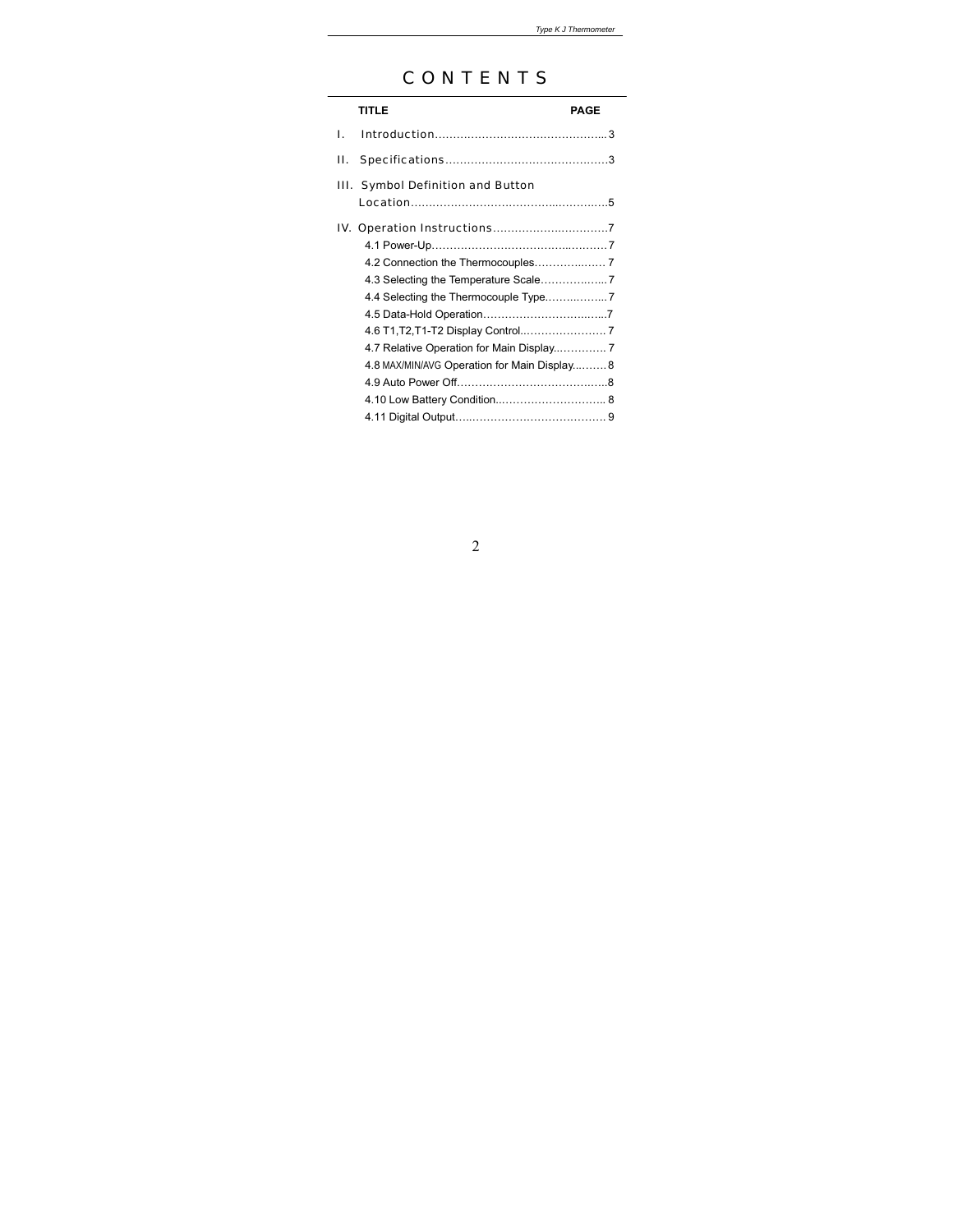# CONTENTS

| TITLE | PAGE |
|---|---|
| I. Introduction | 3 |
| II. Specifications | 3 |
| III. Symbol Definition and Button Location | 5 |
| IV. Operation Instructions | 7 |
| 4.1 Power-Up | 7 |
| 4.2 Connection the Thermocouples | 7 |
| 4.3 Selecting the Temperature Scale | 7 |
| 4.4 Selecting the Thermocouple Type | 7 |
| 4.5 Data-Hold Operation | 7 |
| 4.6 T1,T2,T1-T2 Display Control | 7 |
| 4.7 Relative Operation for Main Display | 7 |
| 4.8 MAX/MIN/AVG Operation for Main Display | 8 |
| 4.9 Auto Power Off | 8 |
| 4.10 Low Battery Condition | 8 |
| 4.11 Digital Output | 9 |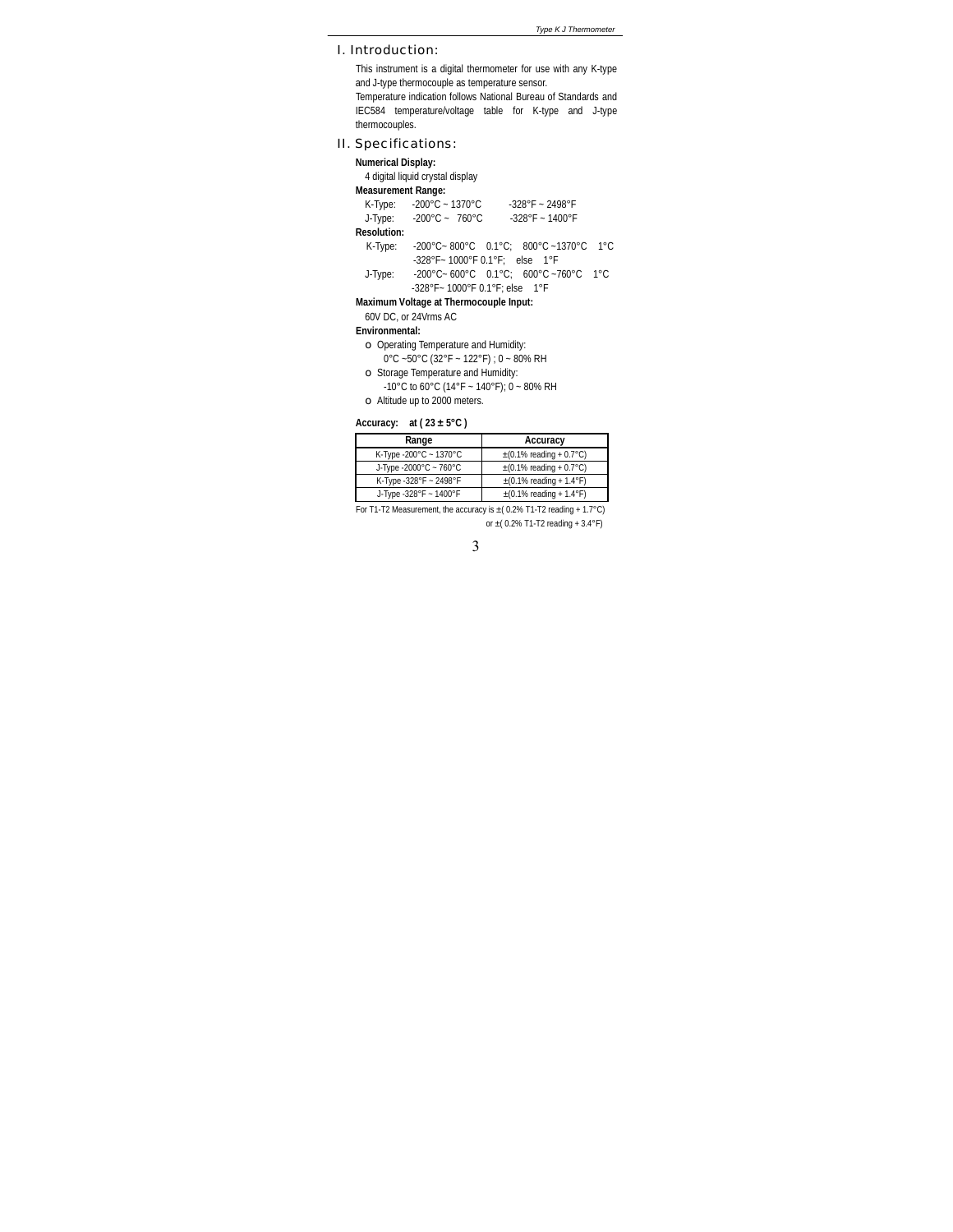## I. Introduction:

This instrument is a digital thermometer for use with any K-type and J-type thermocouple as temperature sensor.
Temperature indication follows National Bureau of Standards and IEC584 temperature/voltage table for K-type and J-type thermocouples.

## II. Specifications:

**Numerical Display:**

4 digital liquid crystal display

**Measurement Range:**

K-Type: -200°C ~ 1370°C -328°F ~ 2498°F
J-Type: -200°C ~ 760°C -328°F ~ 1400°F

**Resolution:**

K-Type: -200°C~ 800°C 0.1°C; 800°C ~1370°C 1°C
-328°F~ 1000°F 0.1°F; else 1°F
J-Type: -200°C~ 600°C 0.1°C; 600°C ~760°C 1°C
-328°F~ 1000°F 0.1°F; else 1°F

**Maximum Voltage at Thermocouple Input:**

60V DC, or 24Vrms AC

**Environmental:**

- Operating Temperature and Humidity:
  0°C ~50°C (32°F ~ 122°F) ; 0 ~ 80% RH
- Storage Temperature and Humidity:
  -10°C to 60°C (14°F ~ 140°F); 0 ~ 80% RH
- Altitude up to 2000 meters.

**Accuracy: at ( 23 ± 5°C )**

| Range | Accuracy |
|---|---|
| K-Type -200°C ~ 1370°C | ±(0.1% reading + 0.7°C) |
| J-Type -2000°C ~ 760°C | ±(0.1% reading + 0.7°C) |
| K-Type -328°F ~ 2498°F | ±(0.1% reading + 1.4°F) |
| J-Type -328°F ~ 1400°F | ±(0.1% reading + 1.4°F) |

For T1-T2 Measurement, the accuracy is ±( 0.2% T1-T2 reading + 1.7°C)
or ±( 0.2% T1-T2 reading + 3.4°F)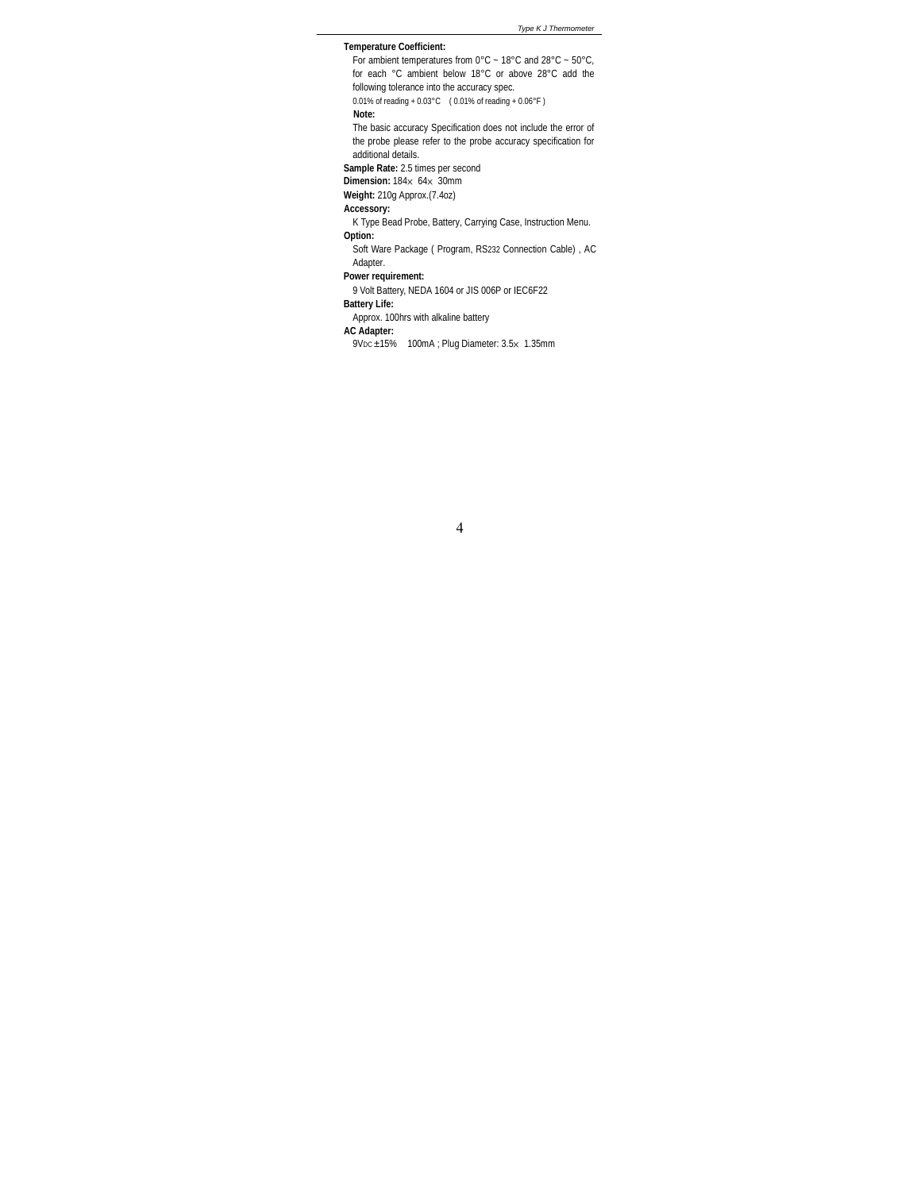**Temperature Coefficient:**

For ambient temperatures from 0°C ~ 18°C and 28°C ~ 50°C, for each °C ambient below 18°C or above 28°C add the following tolerance into the accuracy spec.

0.01% of reading + 0.03°C ( 0.01% of reading + 0.06°F )

**Note:**

The basic accuracy Specification does not include the error of the probe please refer to the probe accuracy specification for additional details.

**Sample Rate:** 2.5 times per second

**Dimension:** 184× 64× 30mm

**Weight:** 210g Approx.(7.4oz)

**Accessory:**

K Type Bead Probe, Battery, Carrying Case, Instruction Menu.

**Option:**

Soft Ware Package ( Program, RS232 Connection Cable) , AC Adapter.

**Power requirement:**

9 Volt Battery, NEDA 1604 or JIS 006P or IEC6F22

**Battery Life:**

Approx. 100hrs with alkaline battery

**AC Adapter:**

9VDC ±15% 100mA ; Plug Diameter: 3.5× 1.35mm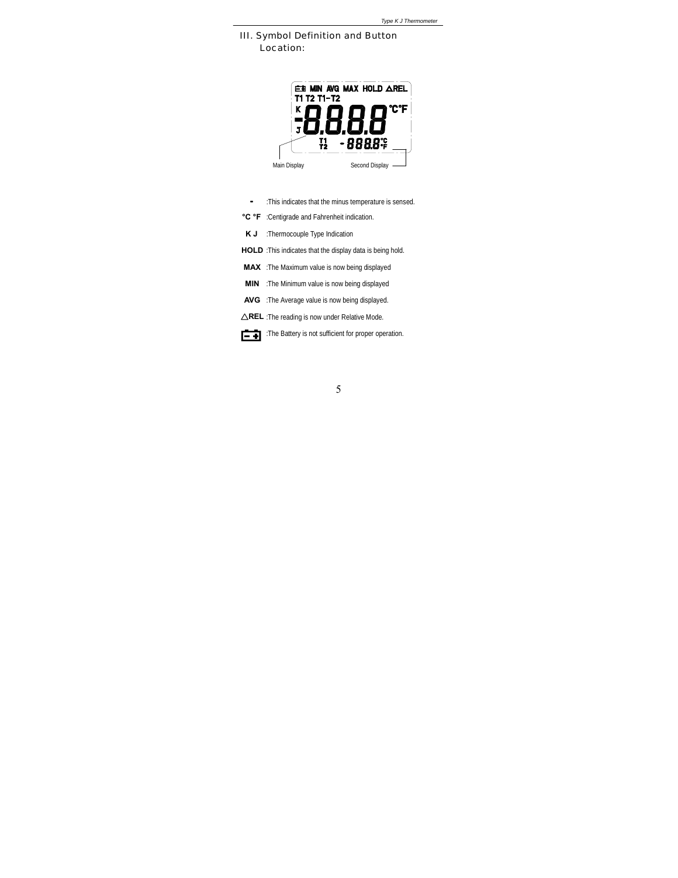## III. Symbol Definition and Button Location:

Main Display

Second Display

| Symbol | Description |
| --- | --- |
| **-** | :This indicates that the minus temperature is sensed. |
| **°C °F** | :Centigrade and Fahrenheit indication. |
| **K J** | :Thermocouple Type Indication |
| **HOLD** | :This indicates that the display data is being hold. |
| **MAX** | :The Maximum value is now being displayed |
| **MIN** | :The Minimum value is now being displayed |
| **AVG** | :The Average value is now being displayed. |
| **△REL** | :The reading is now under Relative Mode. |
| (battery symbol) | :The Battery is not sufficient for proper operation. |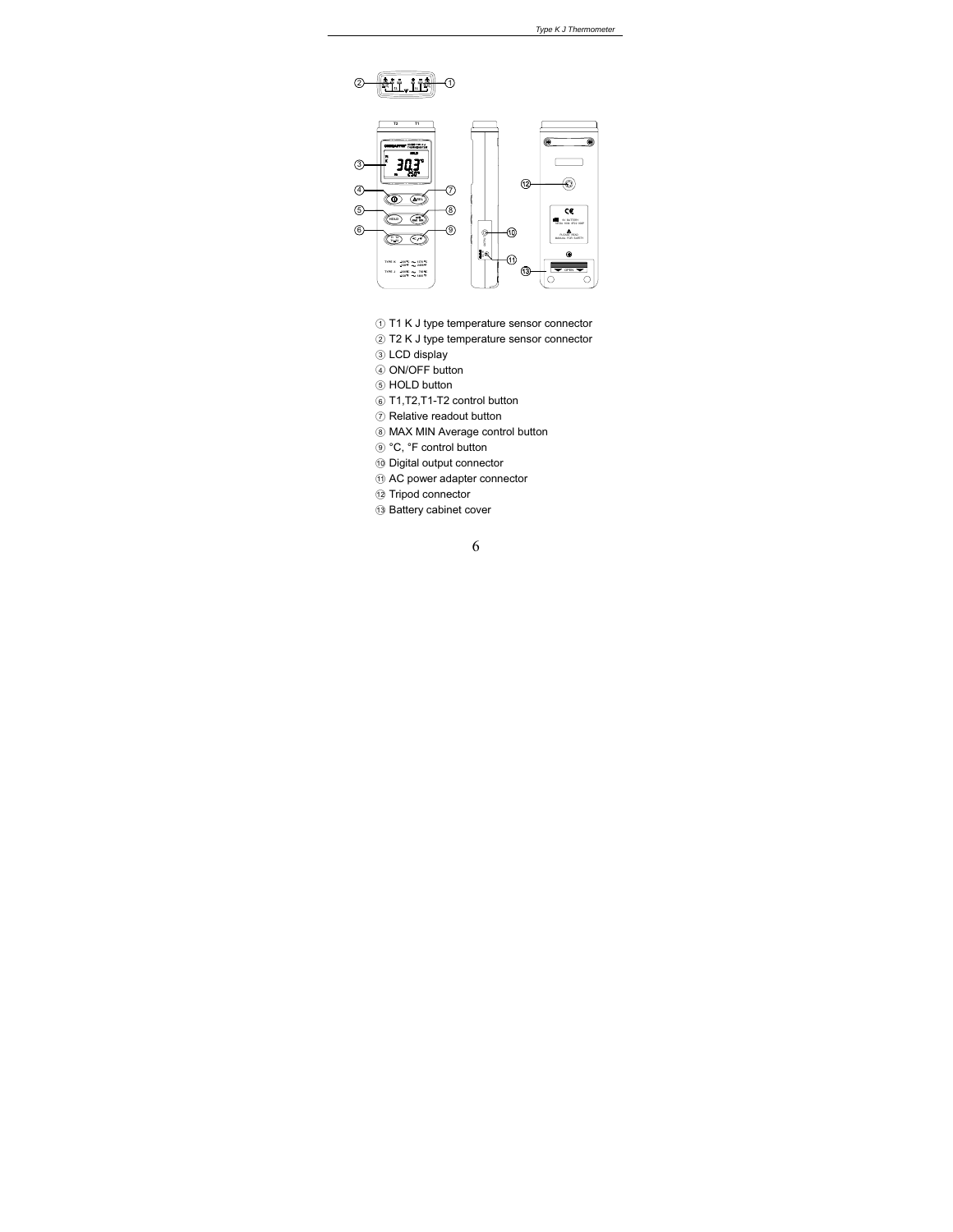① T1 K J type temperature sensor connector

② T2 K J type temperature sensor connector

③ LCD display

④ ON/OFF button

⑤ HOLD button

⑥ T1,T2,T1-T2 control button

⑦ Relative readout button

⑧ MAX MIN Average control button

⑨ °C, °F control button

⑩ Digital output connector

⑪ AC power adapter connector

⑫ Tripod connector

⑬ Battery cabinet cover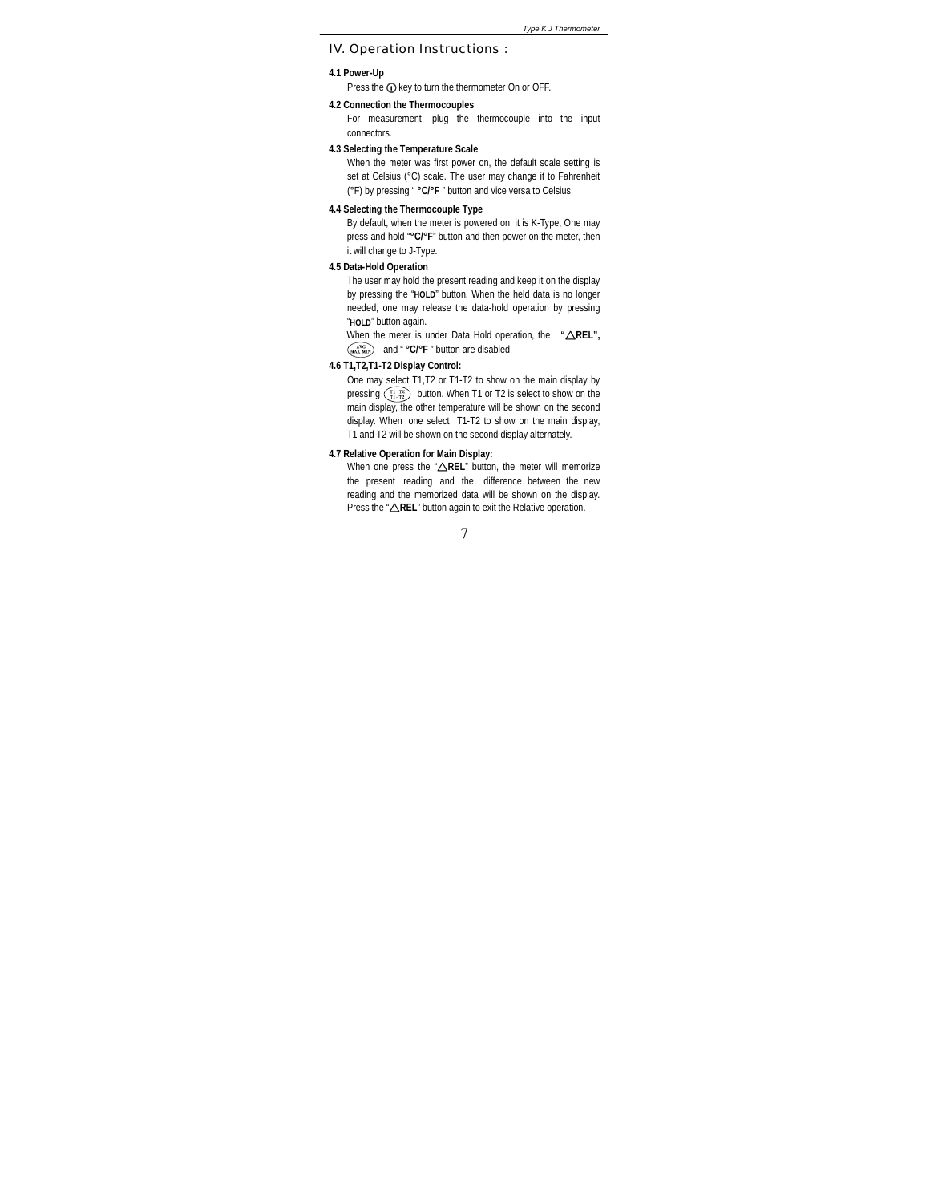## IV. Operation Instructions :

### 4.1 Power-Up

Press the ⏻ key to turn the thermometer On or OFF.

### 4.2 Connection the Thermocouples

For measurement, plug the thermocouple into the input connectors.

### 4.3 Selecting the Temperature Scale

When the meter was first power on, the default scale setting is set at Celsius (°C) scale. The user may change it to Fahrenheit (°F) by pressing " **°C/°F** " button and vice versa to Celsius.

### 4.4 Selecting the Thermocouple Type

By default, when the meter is powered on, it is K-Type, One may press and hold "**°C/°F**" button and then power on the meter, then it will change to J-Type.

### 4.5 Data-Hold Operation

The user may hold the present reading and keep it on the display by pressing the "**HOLD**" button. When the held data is no longer needed, one may release the data-hold operation by pressing "**HOLD**" button again.

When the meter is under Data Hold operation, the **"△REL",** (AVG MAX MIN) and " **°C/°F** " button are disabled.

### 4.6 T1,T2,T1-T2 Display Control:

One may select T1,T2 or T1-T2 to show on the main display by pressing (T1 T2 T1-T2) button. When T1 or T2 is select to show on the main display, the other temperature will be shown on the second display. When one select T1-T2 to show on the main display, T1 and T2 will be shown on the second display alternately.

### 4.7 Relative Operation for Main Display:

When one press the "**△REL**" button, the meter will memorize the present reading and the difference between the new reading and the memorized data will be shown on the display. Press the "**△REL**" button again to exit the Relative operation.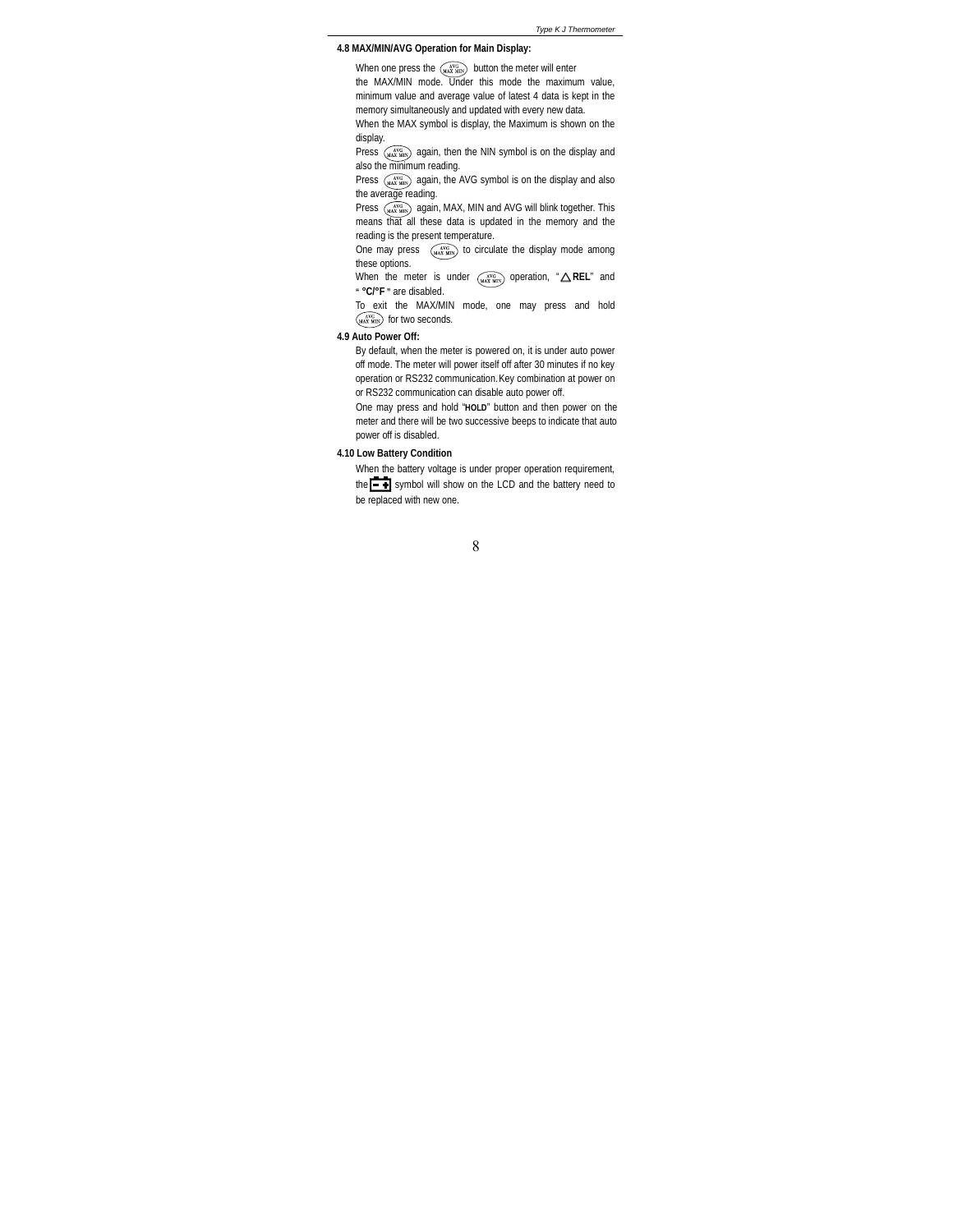### 4.8 MAX/MIN/AVG Operation for Main Display:

When one press the (AVG MAX MIN) button the meter will enter the MAX/MIN mode. Under this mode the maximum value, minimum value and average value of latest 4 data is kept in the memory simultaneously and updated with every new data.

When the MAX symbol is display, the Maximum is shown on the display.

Press (AVG MAX MIN) again, then the NIN symbol is on the display and also the minimum reading.

Press (AVG MAX MIN) again, the AVG symbol is on the display and also the average reading.

Press (AVG MAX MIN) again, MAX, MIN and AVG will blink together. This means that all these data is updated in the memory and the reading is the present temperature.

One may press (AVG MAX MIN) to circulate the display mode among these options.

When the meter is under (AVG MAX MIN) operation, "△**REL**" and "**°C/°F**" are disabled.

To exit the MAX/MIN mode, one may press and hold (AVG MAX MIN) for two seconds.

### 4.9 Auto Power Off:

By default, when the meter is powered on, it is under auto power off mode. The meter will power itself off after 30 minutes if no key operation or RS232 communication. Key combination at power on or RS232 communication can disable auto power off.

One may press and hold "**HOLD**" button and then power on the meter and there will be two successive beeps to indicate that auto power off is disabled.

### 4.10 Low Battery Condition

When the battery voltage is under proper operation requirement, the [battery] symbol will show on the LCD and the battery need to be replaced with new one.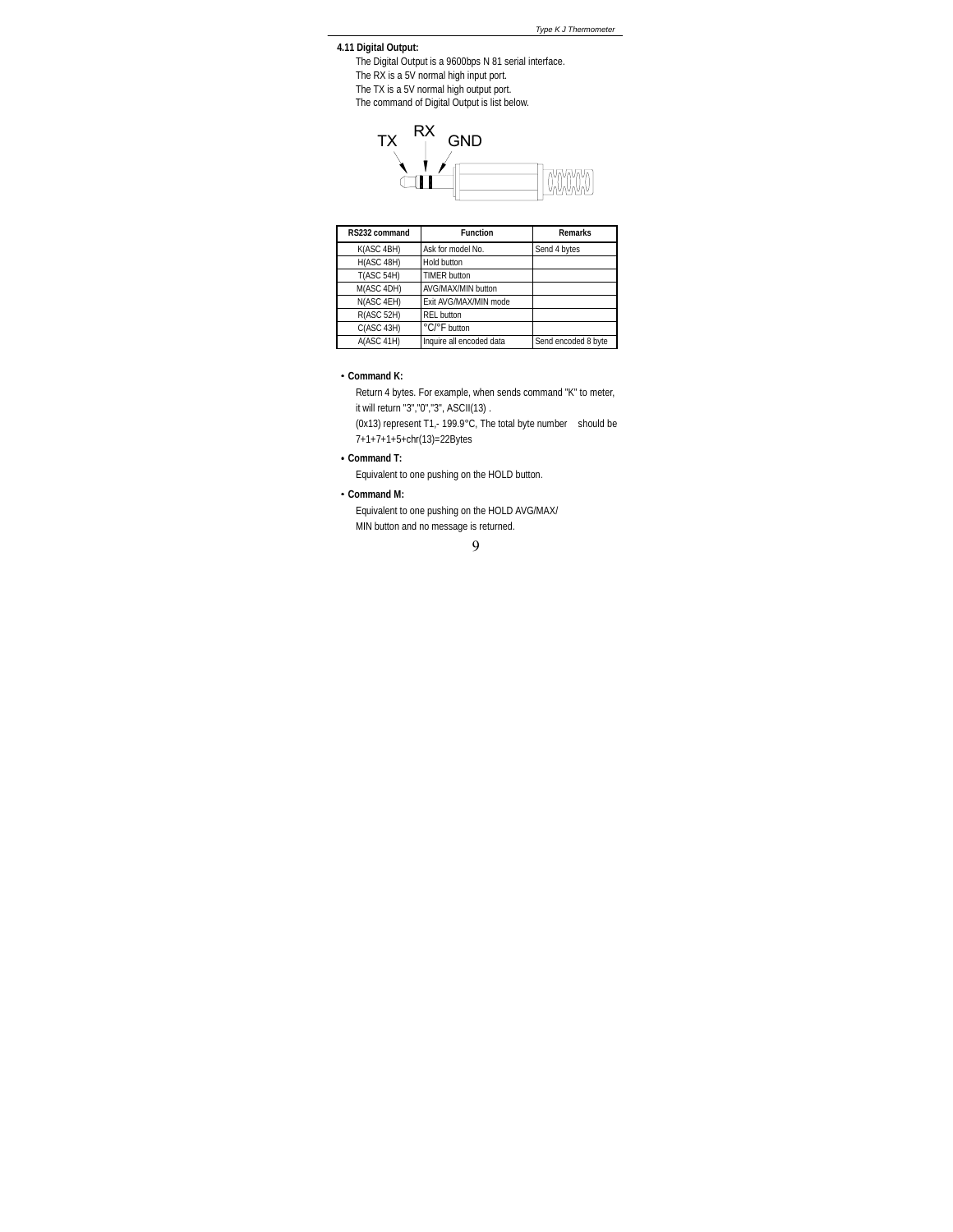### 4.11 Digital Output:

The Digital Output is a 9600bps N 81 serial interface.

The RX is a 5V normal high input port.

The TX is a 5V normal high output port.

The command of Digital Output is list below.

TX RX GND

| RS232 command | Function | Remarks |
|---|---|---|
| K(ASC 4BH) | Ask for model No. | Send 4 bytes |
| H(ASC 48H) | Hold button | |
| T(ASC 54H) | TIMER button | |
| M(ASC 4DH) | AVG/MAX/MIN button | |
| N(ASC 4EH) | Exit AVG/MAX/MIN mode | |
| R(ASC 52H) | REL button | |
| C(ASC 43H) | °C/°F button | |
| A(ASC 41H) | Inquire all encoded data | Send encoded 8 byte |

- **Command K:**

  Return 4 bytes. For example, when sends command "K" to meter, it will return "3","0","3", ASCII(13) .

  (0x13) represent T1,- 199.9°C, The total byte number should be 7+1+7+1+5+chr(13)=22Bytes

- **Command T:**

  Equivalent to one pushing on the HOLD button.

- **Command M:**

  Equivalent to one pushing on the HOLD AVG/MAX/ MIN button and no message is returned.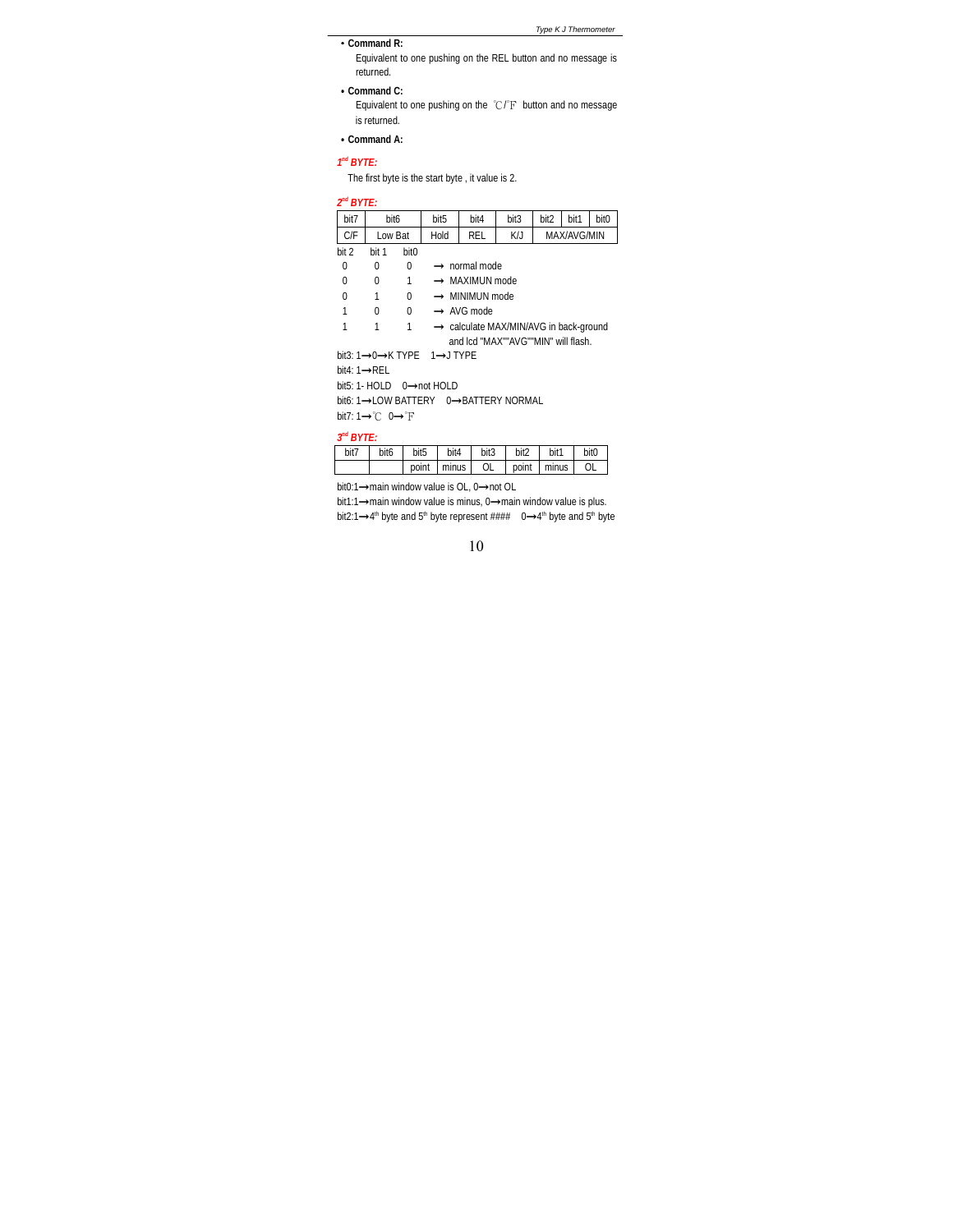- **Command R:**

  Equivalent to one pushing on the REL button and no message is returned.

- **Command C:**

  Equivalent to one pushing on the ℃/℉ button and no message is returned.

- **Command A:**

***1nd BYTE:***

The first byte is the start byte , it value is 2.

***2nd BYTE:***

| bit7 | bit6 | bit5 | bit4 | bit3 | bit2 | bit1 | bit0 |
|---|---|---|---|---|---|---|---|
| C/F | Low Bat | Hold | REL | K/J | MAX/AVG/MIN | | |

| bit 2 | bit 1 | bit0 | | |
|---|---|---|---|---|
| 0 | 0 | 0 | → | normal mode |
| 0 | 0 | 1 | → | MAXIMUN mode |
| 0 | 1 | 0 | → | MINIMUN mode |
| 1 | 0 | 0 | → | AVG mode |
| 1 | 1 | 1 | → | calculate MAX/MIN/AVG in back-ground and lcd "MAX""AVG""MIN" will flash. |

bit3: 1→0→K TYPE  1→J TYPE

bit4: 1→REL

bit5: 1- HOLD  0→not HOLD

bit6: 1→LOW BATTERY  0→BATTERY NORMAL

bit7: 1→℃  0→℉

***3rd BYTE:***

| bit7 | bit6 | bit5 | bit4 | bit3 | bit2 | bit1 | bit0 |
|---|---|---|---|---|---|---|---|
| | | point | minus | OL | point | minus | OL |

bit0:1→main window value is OL, 0→not OL

bit1:1→main window value is minus, 0→main window value is plus.

bit2:1→4th byte and 5th byte represent ####  0→4th byte and 5th byte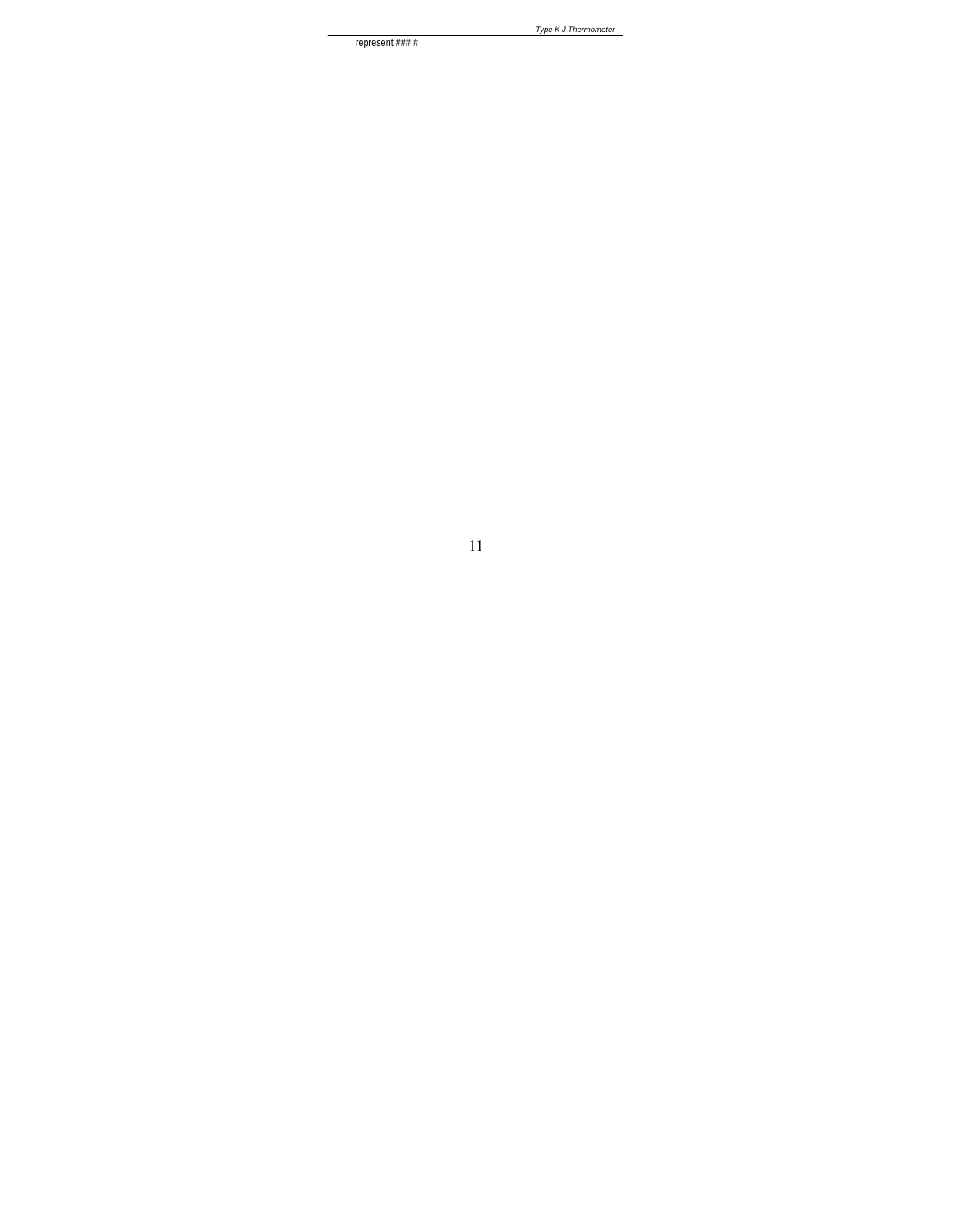represent ###.#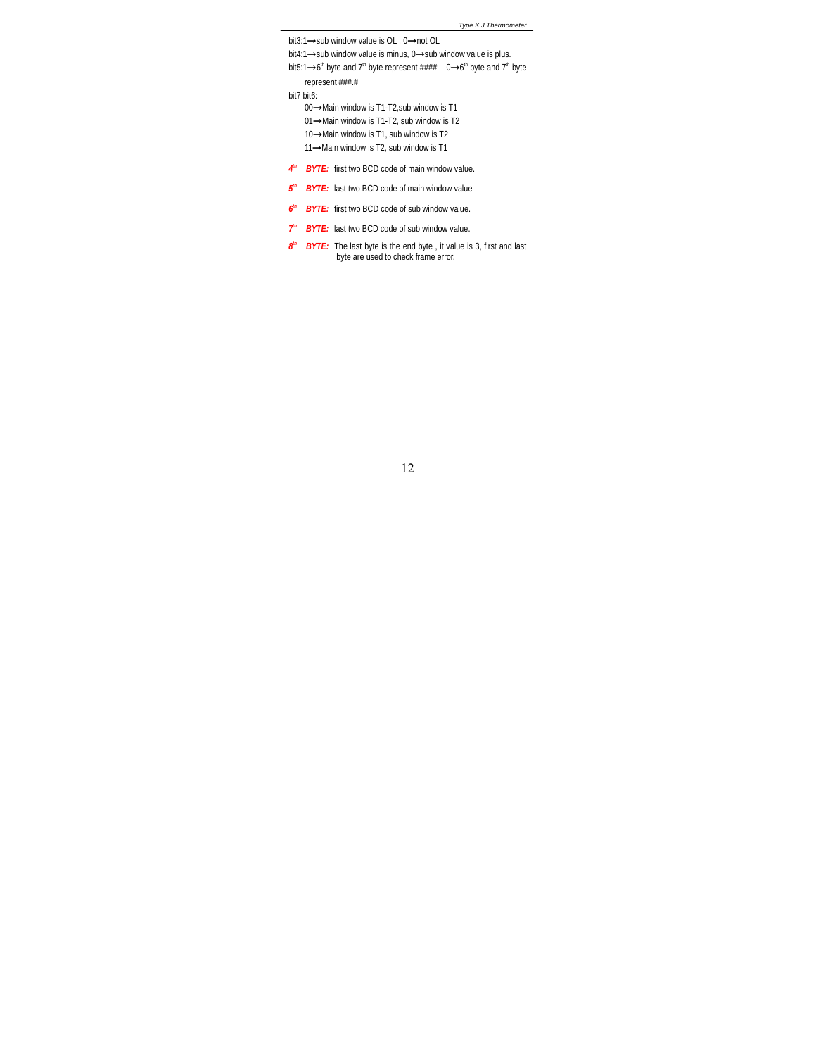bit3:1⟶sub window value is OL , 0⟶not OL

bit4:1⟶sub window value is minus, 0⟶sub window value is plus.

bit5:1⟶6th byte and 7th byte represent ####   0⟶6th byte and 7th byte represent ###.#

bit7 bit6:

- 00⟶Main window is T1-T2,sub window is T1
- 01⟶Main window is T1-T2, sub window is T2
- 10⟶Main window is T1, sub window is T2
- 11⟶Main window is T2, sub window is T1

***4th BYTE:*** first two BCD code of main window value.

***5th BYTE:*** last two BCD code of main window value

***6th BYTE:*** first two BCD code of sub window value.

***7th BYTE:*** last two BCD code of sub window value.

***8th BYTE:*** The last byte is the end byte , it value is 3, first and last byte are used to check frame error.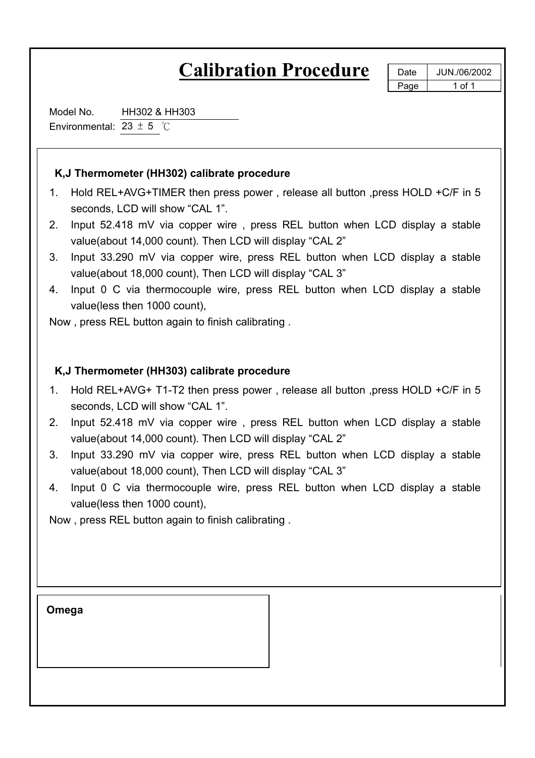# Calibration Procedure

| | |
|---|---|
| Date | JUN./06/2002 |
| Page | 1 of 1 |

Model No. HH302 & HH303

Environmental: 23 ± 5 ℃

**K,J Thermometer (HH302) calibrate procedure**

1. Hold REL+AVG+TIMER then press power , release all button ,press HOLD +C/F in 5 seconds, LCD will show “CAL 1”.
2. Input 52.418 mV via copper wire , press REL button when LCD display a stable value(about 14,000 count). Then LCD will display “CAL 2”
3. Input 33.290 mV via copper wire, press REL button when LCD display a stable value(about 18,000 count), Then LCD will display “CAL 3”
4. Input 0 C via thermocouple wire, press REL button when LCD display a stable value(less then 1000 count),

Now , press REL button again to finish calibrating .

**K,J Thermometer (HH303) calibrate procedure**

1. Hold REL+AVG+ T1-T2 then press power , release all button ,press HOLD +C/F in 5 seconds, LCD will show “CAL 1”.
2. Input 52.418 mV via copper wire , press REL button when LCD display a stable value(about 14,000 count). Then LCD will display “CAL 2”
3. Input 33.290 mV via copper wire, press REL button when LCD display a stable value(about 18,000 count), Then LCD will display “CAL 3”
4. Input 0 C via thermocouple wire, press REL button when LCD display a stable value(less then 1000 count),

Now , press REL button again to finish calibrating .

**Omega**